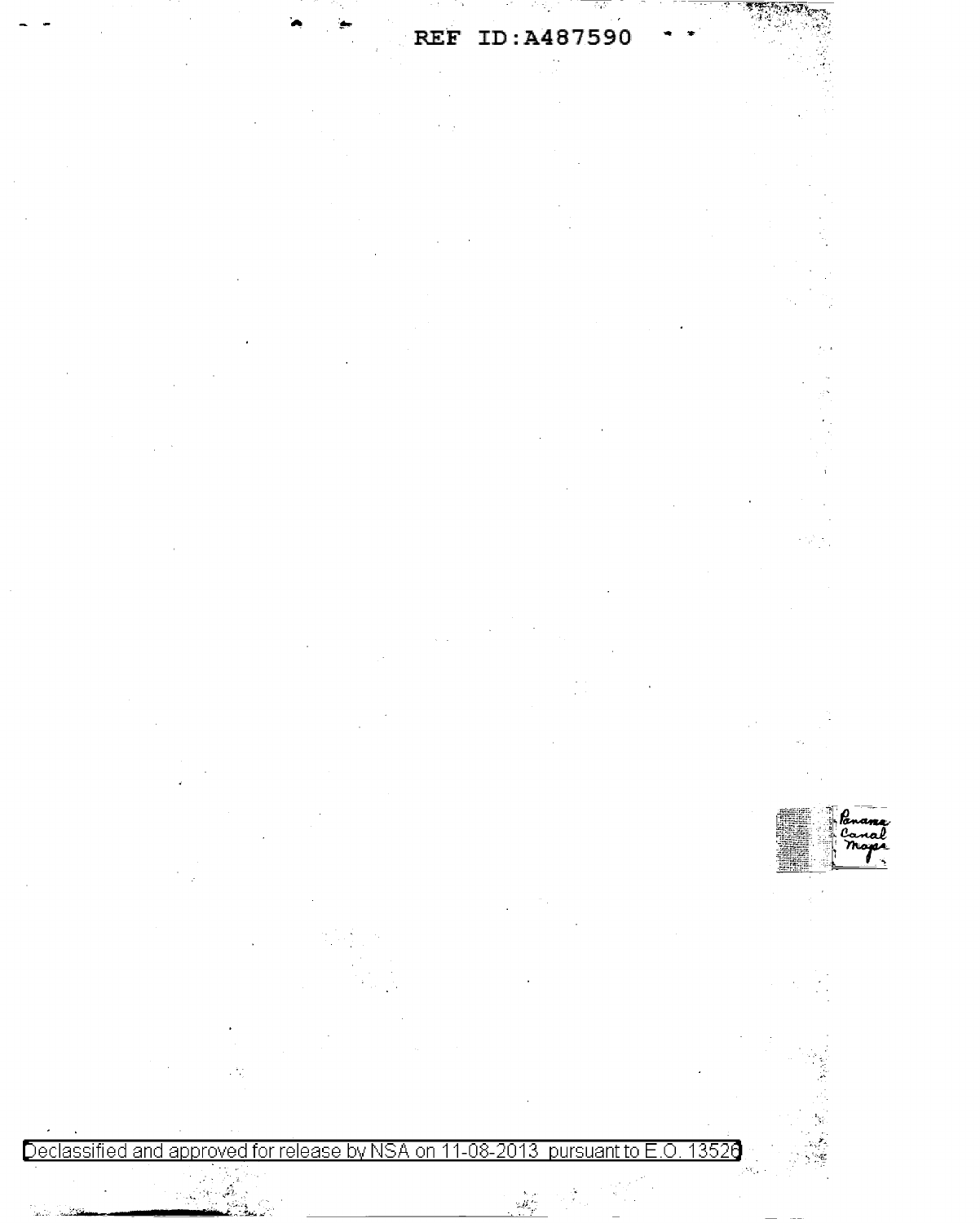Panama Canal Maps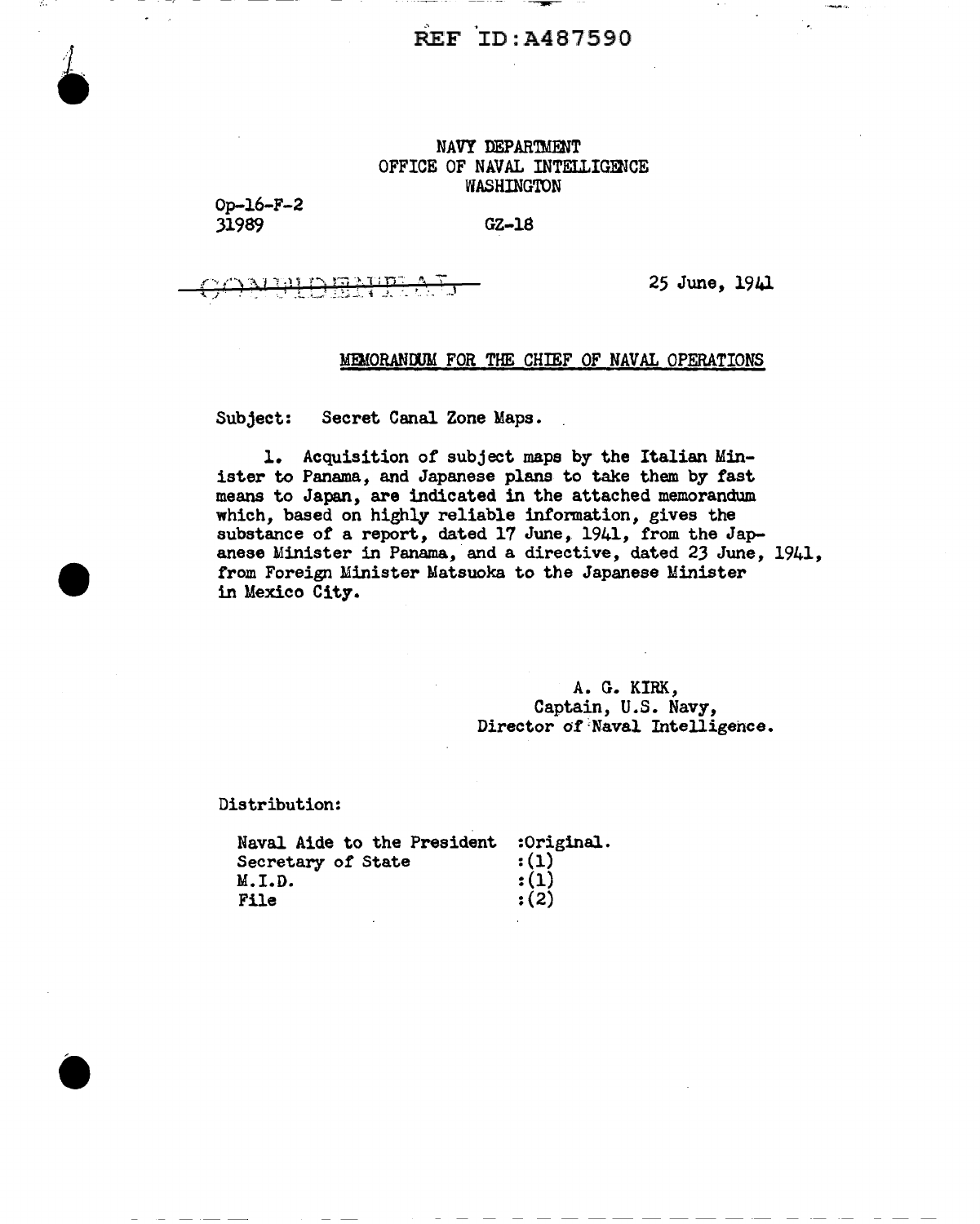REF ID:A487590

NAVY DEPARTMENT
OFFICE OF NAVAL INTELLIGENCE
WASHINGTON

Op-16-F-2
31989

GZ-18

~~CONFIDENTIAL~~

25 June, 1941

## MEMORANDUM FOR THE CHIEF OF NAVAL OPERATIONS

Subject: Secret Canal Zone Maps.

1. Acquisition of subject maps by the Italian Minister to Panama, and Japanese plans to take them by fast means to Japan, are indicated in the attached memorandum which, based on highly reliable information, gives the substance of a report, dated 17 June, 1941, from the Japanese Minister in Panama, and a directive, dated 23 June, 1941, from Foreign Minister Matsuoka to the Japanese Minister in Mexico City.

A. G. KIRK,
Captain, U.S. Navy,
Director of Naval Intelligence.

Distribution:

| | |
|---|---|
| Naval Aide to the President | :Original. |
| Secretary of State | :(1) |
| M.I.D. | :(1) |
| File | :(2) |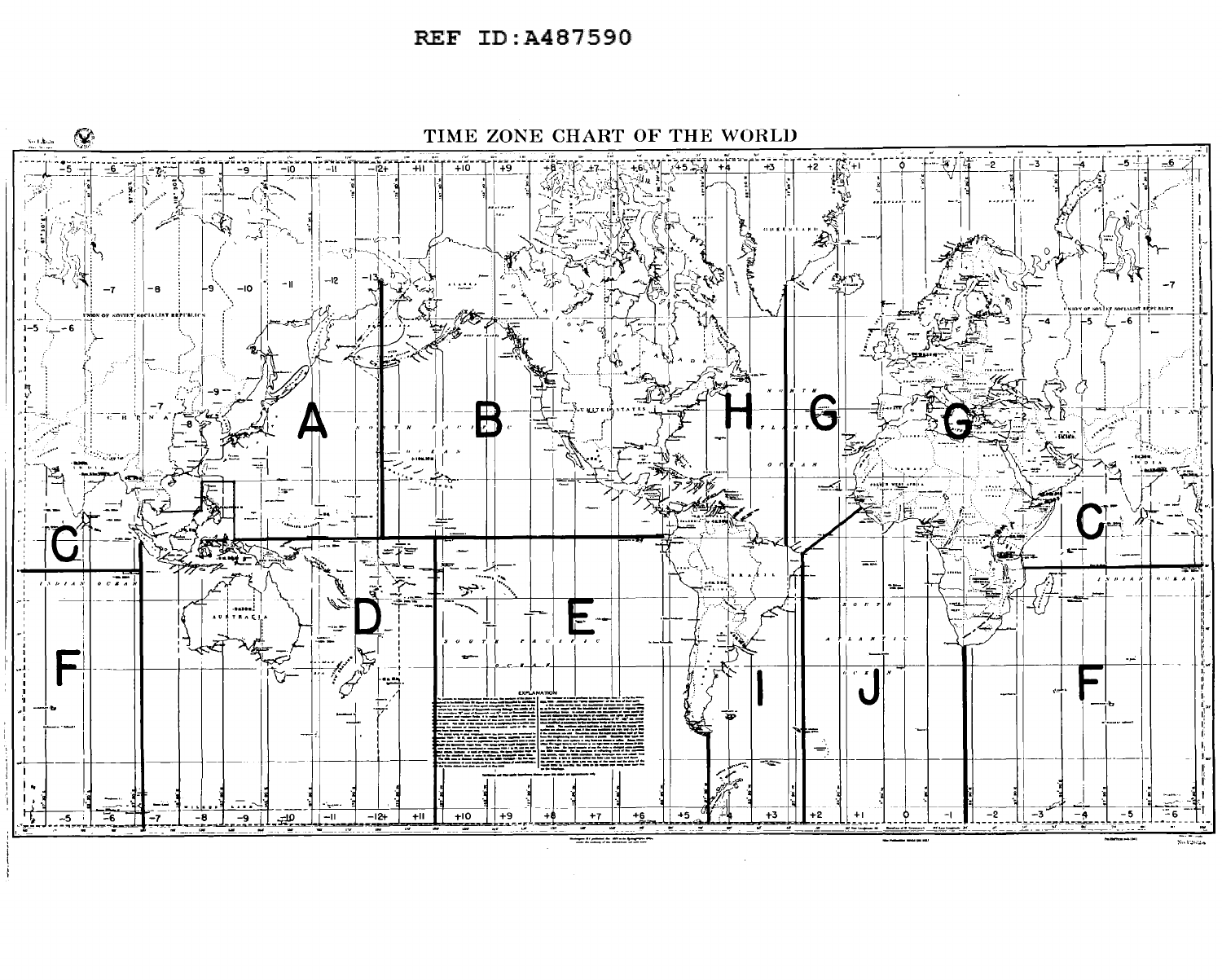REF ID:A487590

# TIME ZONE CHART OF THE WORLD

A

B

C

D

E

F

G

H

I

J

C

F

G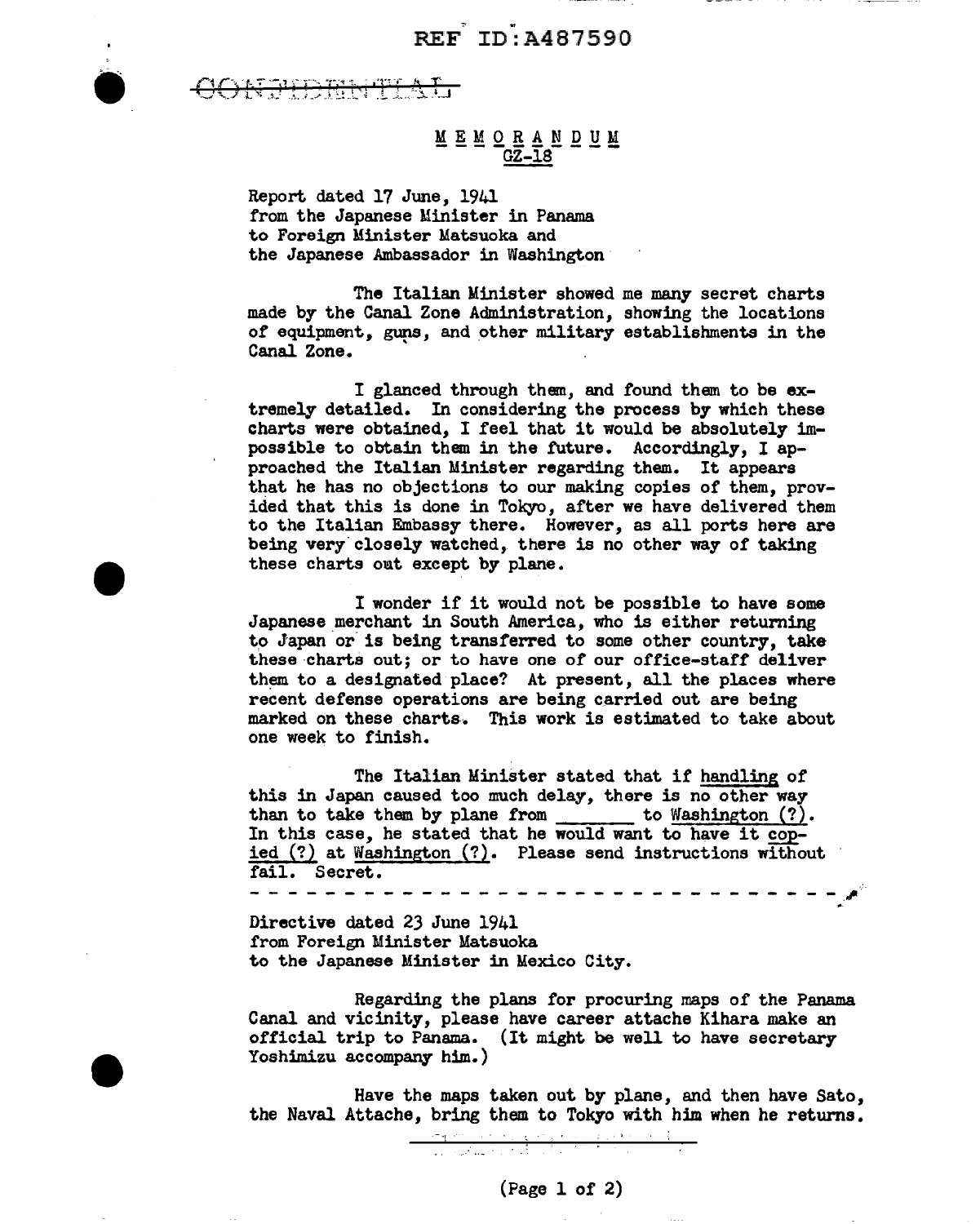REF ID:A487590

~~CONFIDENTIAL~~

# MEMORANDUM
## GZ-18

Report dated 17 June, 1941
from the Japanese Minister in Panama
to Foreign Minister Matsuoka and
the Japanese Ambassador in Washington

The Italian Minister showed me many secret charts made by the Canal Zone Administration, showing the locations of equipment, guns, and other military establishments in the Canal Zone.

I glanced through them, and found them to be extremely detailed. In considering the process by which these charts were obtained, I feel that it would be absolutely impossible to obtain them in the future. Accordingly, I approached the Italian Minister regarding them. It appears that he has no objections to our making copies of them, provided that this is done in Tokyo, after we have delivered them to the Italian Embassy there. However, as all ports here are being very closely watched, there is no other way of taking these charts out except by plane.

I wonder if it would not be possible to have some Japanese merchant in South America, who is either returning to Japan or is being transferred to some other country, take these charts out; or to have one of our office-staff deliver them to a designated place? At present, all the places where recent defense operations are being carried out are being marked on these charts. This work is estimated to take about one week to finish.

The Italian Minister stated that if <u>handling</u> of this in Japan caused too much delay, there is no other way than to take them by plane from _______ to <u>Washington (?)</u>. In this case, he stated that he would want to have it <u>copied (?)</u> at <u>Washington (?)</u>. Please send instructions without fail. Secret.

- - - - - - - - - - - - - - - - - - - - - - - - - - - - - - - - - - -

Directive dated 23 June 1941
from Foreign Minister Matsuoka
to the Japanese Minister in Mexico City.

Regarding the plans for procuring maps of the Panama Canal and vicinity, please have career attache Kihara make an official trip to Panama. (It might be well to have secretary Yoshimizu accompany him.)

Have the maps taken out by plane, and then have Sato, the Naval Attache, bring them to Tokyo with him when he returns.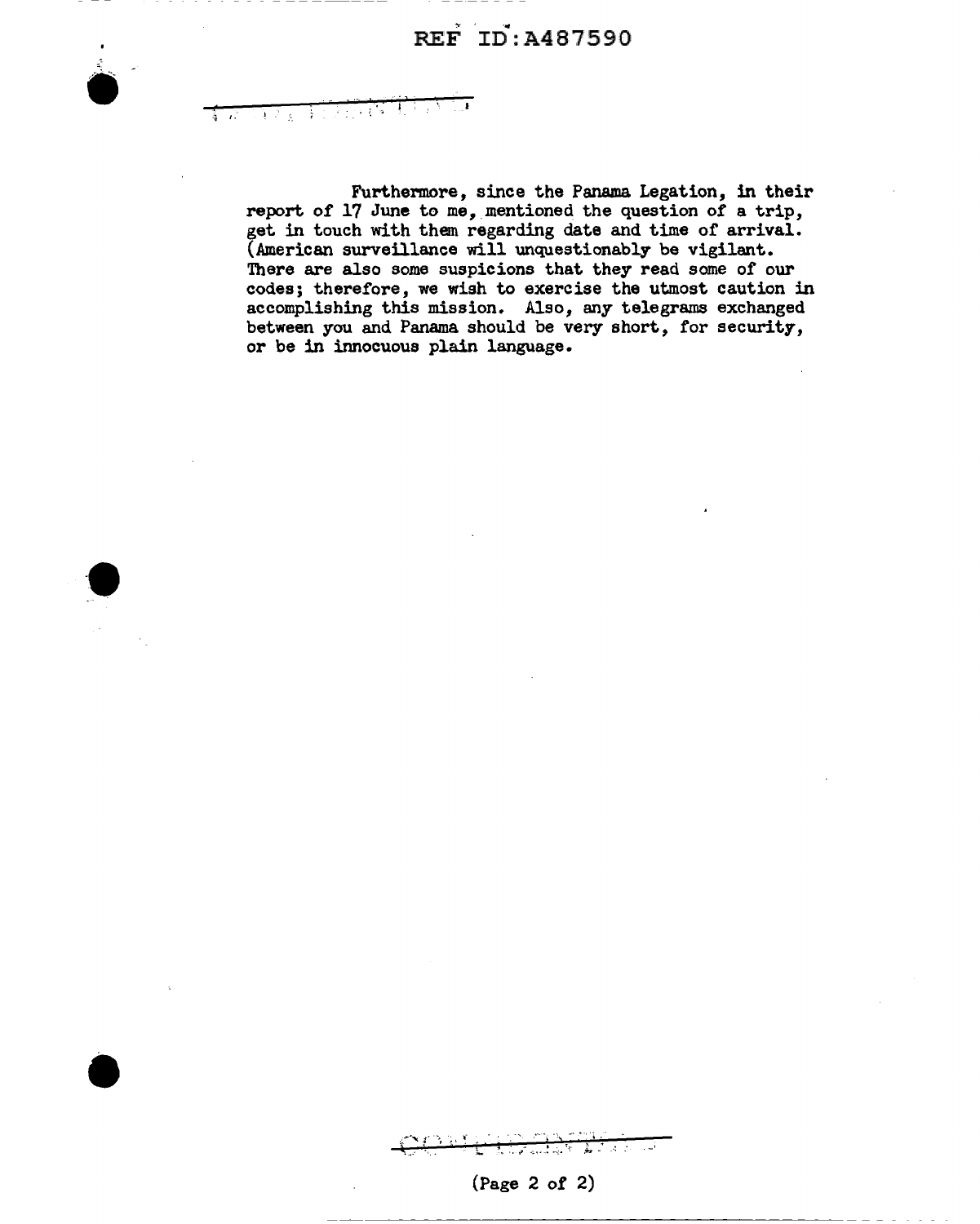REF ID:A487590

Furthermore, since the Panama Legation, in their report of 17 June to me, mentioned the question of a trip, get in touch with them regarding date and time of arrival. (American surveillance will unquestionably be vigilant. There are also some suspicions that they read some of our codes; therefore, we wish to exercise the utmost caution in accomplishing this mission. Also, any telegrams exchanged between you and Panama should be very short, for security, or be in innocuous plain language.